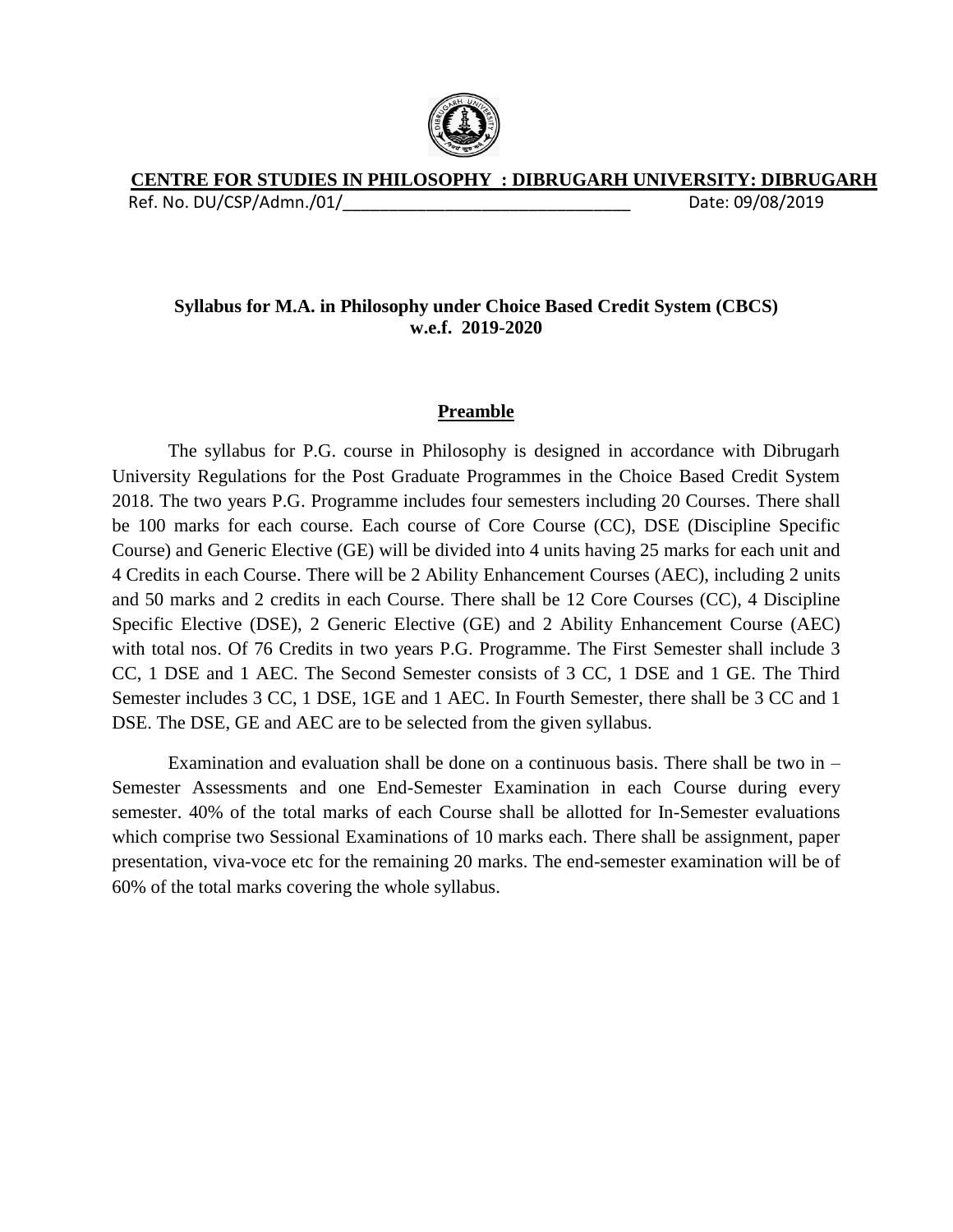**CENTRE FOR STUDIES IN PHILOSOPHY : DIBRUGARH UNIVERSITY: DIBRUGARH**

Ref. No. DU/CSP/Admn./01/_______________________________ Date: 09/08/2019

**Syllabus for M.A. in Philosophy under Choice Based Credit System (CBCS)**
**w.e.f. 2019-2020**

## Preamble

The syllabus for P.G. course in Philosophy is designed in accordance with Dibrugarh University Regulations for the Post Graduate Programmes in the Choice Based Credit System 2018. The two years P.G. Programme includes four semesters including 20 Courses. There shall be 100 marks for each course. Each course of Core Course (CC), DSE (Discipline Specific Course) and Generic Elective (GE) will be divided into 4 units having 25 marks for each unit and 4 Credits in each Course. There will be 2 Ability Enhancement Courses (AEC), including 2 units and 50 marks and 2 credits in each Course. There shall be 12 Core Courses (CC), 4 Discipline Specific Elective (DSE), 2 Generic Elective (GE) and 2 Ability Enhancement Course (AEC) with total nos. Of 76 Credits in two years P.G. Programme. The First Semester shall include 3 CC, 1 DSE and 1 AEC. The Second Semester consists of 3 CC, 1 DSE and 1 GE. The Third Semester includes 3 CC, 1 DSE, 1GE and 1 AEC. In Fourth Semester, there shall be 3 CC and 1 DSE. The DSE, GE and AEC are to be selected from the given syllabus.

Examination and evaluation shall be done on a continuous basis. There shall be two in – Semester Assessments and one End-Semester Examination in each Course during every semester. 40% of the total marks of each Course shall be allotted for In-Semester evaluations which comprise two Sessional Examinations of 10 marks each. There shall be assignment, paper presentation, viva-voce etc for the remaining 20 marks. The end-semester examination will be of 60% of the total marks covering the whole syllabus.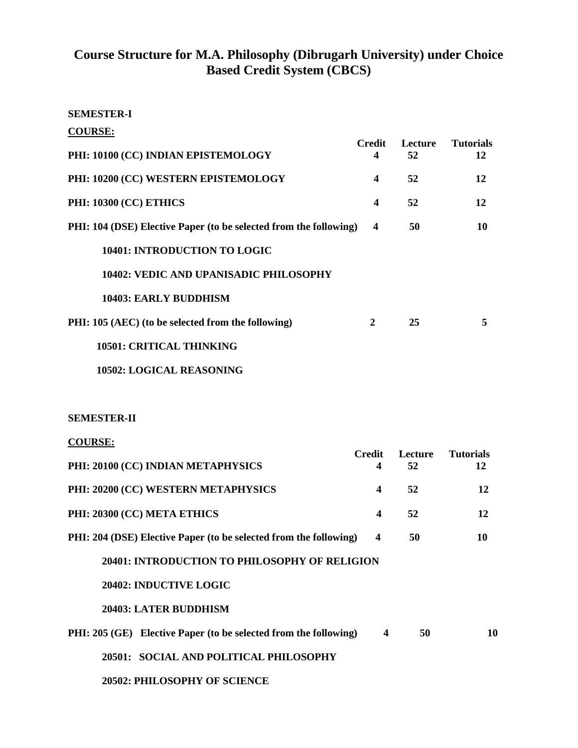# Course Structure for M.A. Philosophy (Dibrugarh University) under Choice Based Credit System (CBCS)

**SEMESTER-I**

**COURSE:**

| | Credit | Lecture | Tutorials |
|---|---|---|---|
| **PHI: 10100 (CC) INDIAN EPISTEMOLOGY** | 4 | 52 | 12 |
| **PHI: 10200 (CC) WESTERN EPISTEMOLOGY** | 4 | 52 | 12 |
| **PHI: 10300 (CC) ETHICS** | 4 | 52 | 12 |
| **PHI: 104 (DSE) Elective Paper (to be selected from the following)** | 4 | 50 | 10 |
| 10401: INTRODUCTION TO LOGIC | | | |
| 10402: VEDIC AND UPANISADIC PHILOSOPHY | | | |
| 10403: EARLY BUDDHISM | | | |
| **PHI: 105 (AEC) (to be selected from the following)** | 2 | 25 | 5 |
| 10501: CRITICAL THINKING | | | |
| 10502: LOGICAL REASONING | | | |

**SEMESTER-II**

**COURSE:**

| | Credit | Lecture | Tutorials |
|---|---|---|---|
| **PHI: 20100 (CC) INDIAN METAPHYSICS** | 4 | 52 | 12 |
| **PHI: 20200 (CC) WESTERN METAPHYSICS** | 4 | 52 | 12 |
| **PHI: 20300 (CC) META ETHICS** | 4 | 52 | 12 |
| **PHI: 204 (DSE) Elective Paper (to be selected from the following)** | 4 | 50 | 10 |
| 20401: INTRODUCTION TO PHILOSOPHY OF RELIGION | | | |
| 20402: INDUCTIVE LOGIC | | | |
| 20403: LATER BUDDHISM | | | |
| **PHI: 205 (GE) Elective Paper (to be selected from the following)** | 4 | 50 | 10 |
| 20501: SOCIAL AND POLITICAL PHILOSOPHY | | | |
| 20502: PHILOSOPHY OF SCIENCE | | | |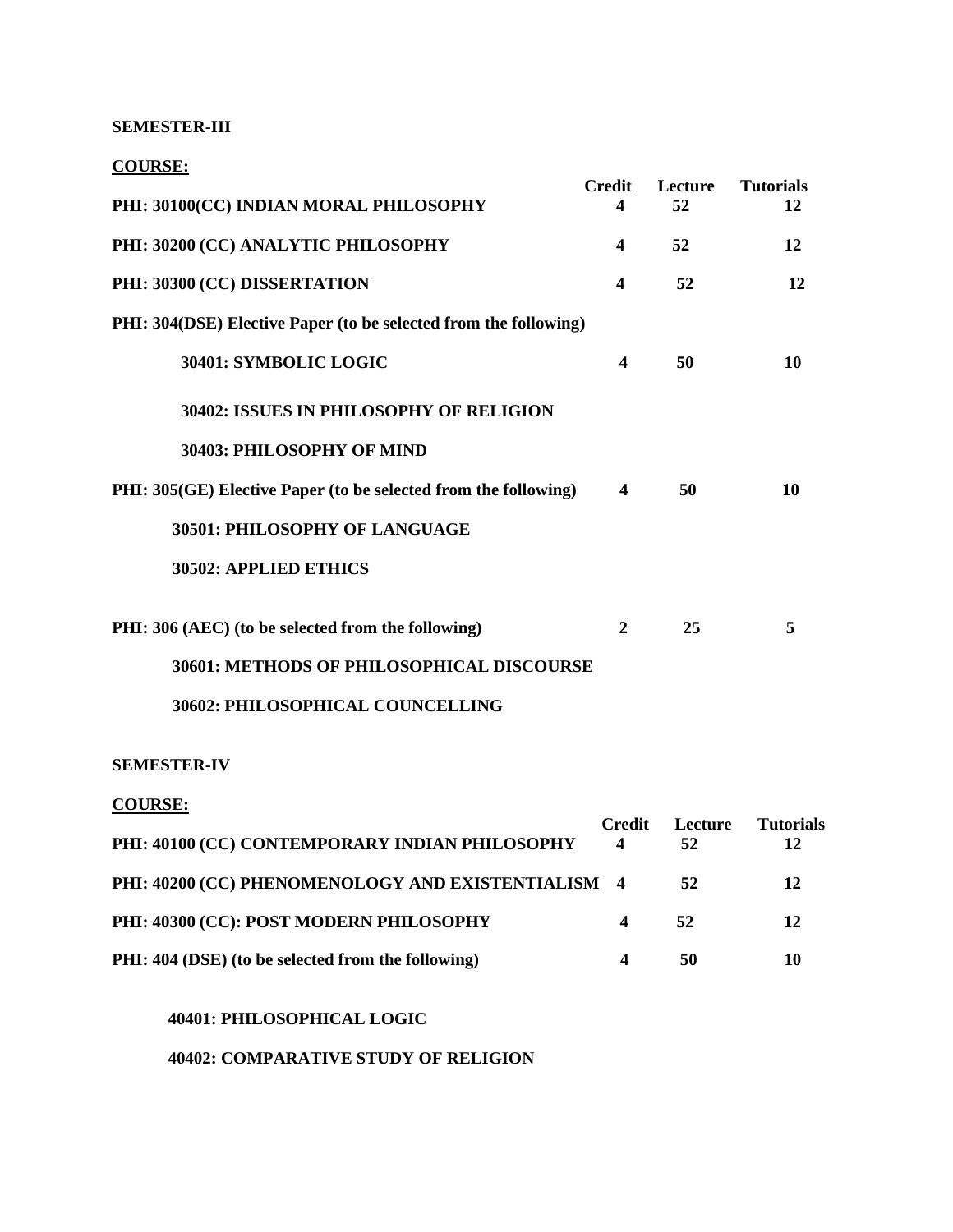**SEMESTER-III**

**COURSE:**

| | Credit | Lecture | Tutorials |
|---|---|---|---|
| **PHI: 30100(CC) INDIAN MORAL PHILOSOPHY** | 4 | 52 | 12 |
| **PHI: 30200 (CC) ANALYTIC PHILOSOPHY** | 4 | 52 | 12 |
| **PHI: 30300 (CC) DISSERTATION** | 4 | 52 | 12 |
| **PHI: 304(DSE) Elective Paper (to be selected from the following)** | | | |
| **30401: SYMBOLIC LOGIC** | 4 | 50 | 10 |
| **30402: ISSUES IN PHILOSOPHY OF RELIGION** | | | |
| **30403: PHILOSOPHY OF MIND** | | | |
| **PHI: 305(GE) Elective Paper (to be selected from the following)** | 4 | 50 | 10 |
| **30501: PHILOSOPHY OF LANGUAGE** | | | |
| **30502: APPLIED ETHICS** | | | |
| **PHI: 306 (AEC) (to be selected from the following)** | 2 | 25 | 5 |
| **30601: METHODS OF PHILOSOPHICAL DISCOURSE** | | | |
| **30602: PHILOSOPHICAL COUNCELLING** | | | |

**SEMESTER-IV**

**COURSE:**

| | Credit | Lecture | Tutorials |
|---|---|---|---|
| **PHI: 40100 (CC) CONTEMPORARY INDIAN PHILOSOPHY** | 4 | 52 | 12 |
| **PHI: 40200 (CC) PHENOMENOLOGY AND EXISTENTIALISM** | 4 | 52 | 12 |
| **PHI: 40300 (CC): POST MODERN PHILOSOPHY** | 4 | 52 | 12 |
| **PHI: 404 (DSE) (to be selected from the following)** | 4 | 50 | 10 |
| **40401: PHILOSOPHICAL LOGIC** | | | |
| **40402: COMPARATIVE STUDY OF RELIGION** | | | |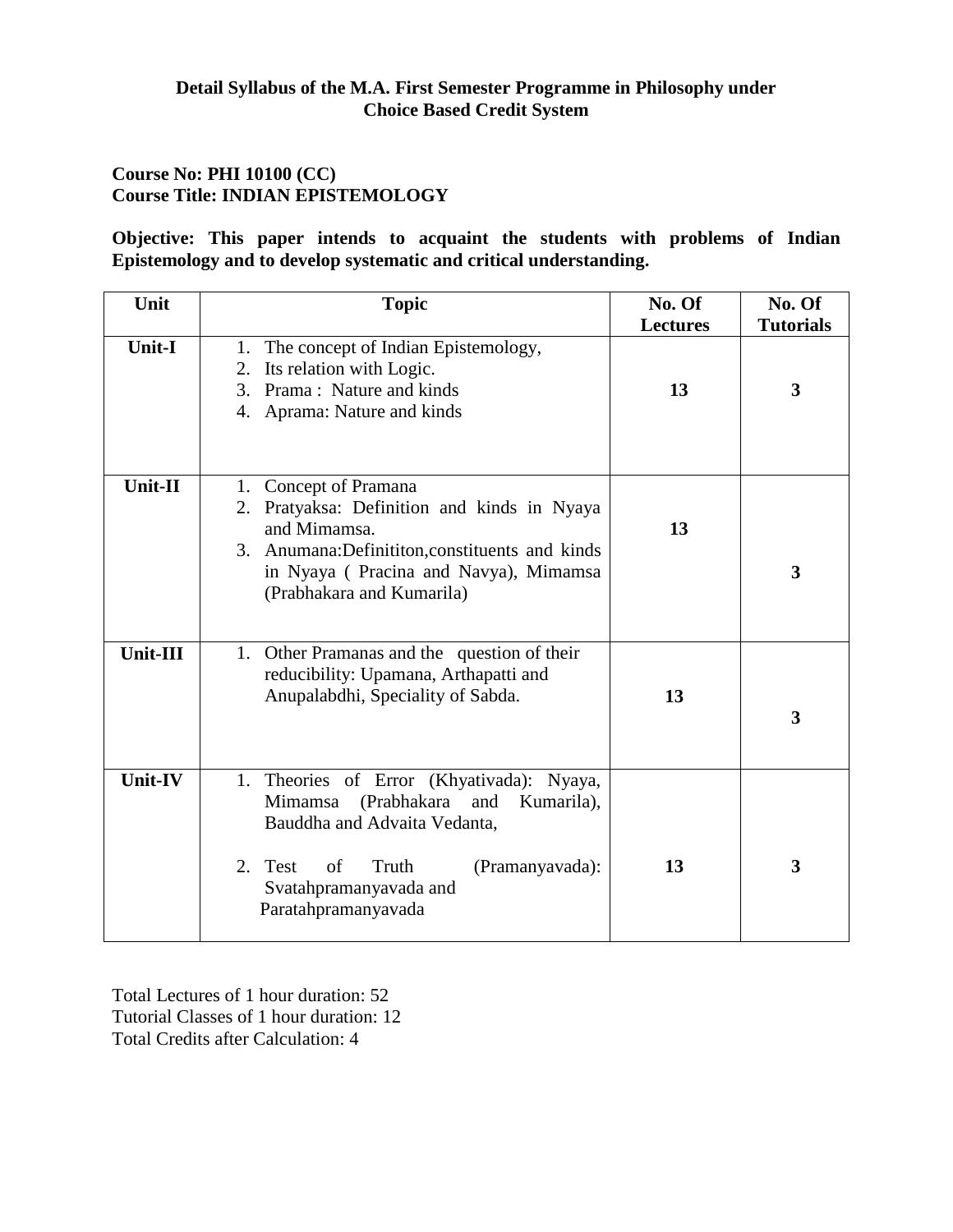**Detail Syllabus of the M.A. First Semester Programme in Philosophy under Choice Based Credit System**

**Course No: PHI 10100 (CC)**
**Course Title: INDIAN EPISTEMOLOGY**

**Objective: This paper intends to acquaint the students with problems of Indian Epistemology and to develop systematic and critical understanding.**

| Unit | Topic | No. Of Lectures | No. Of Tutorials |
|---|---|---|---|
| **Unit-I** | 1. The concept of Indian Epistemology,<br>2. Its relation with Logic.<br>3. Prama : Nature and kinds<br>4. Aprama: Nature and kinds | **13** | **3** |
| **Unit-II** | 1. Concept of Pramana<br>2. Pratyaksa: Definition and kinds in Nyaya and Mimamsa.<br>3. Anumana:Defininititon,constituents and kinds in Nyaya ( Pracina and Navya), Mimamsa (Prabhakara and Kumarila) | **13** | **3** |
| **Unit-III** | 1. Other Pramanas and the question of their reducibility: Upamana, Arthapatti and Anupalabdhi, Speciality of Sabda. | **13** | **3** |
| **Unit-IV** | 1. Theories of Error (Khyativada): Nyaya, Mimamsa (Prabhakara and Kumarila), Bauddha and Advaita Vedanta,<br>2. Test of Truth (Pramanyavada): Svatahpramanyavada and Paratahpramanyavada | **13** | **3** |

Total Lectures of 1 hour duration: 52
Tutorial Classes of 1 hour duration: 12
Total Credits after Calculation: 4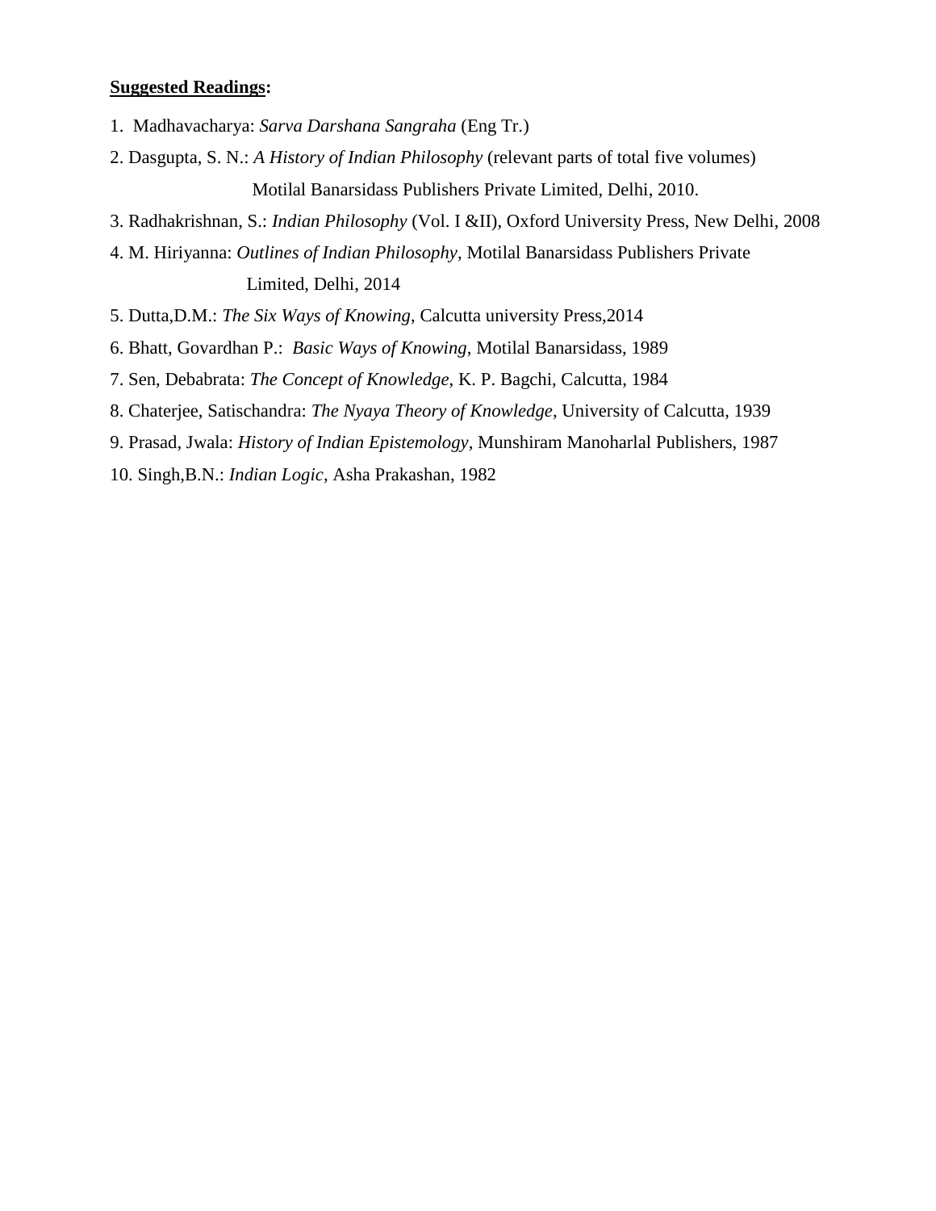**<u>Suggested Readings</u>:**

1. Madhavacharya: *Sarva Darshana Sangraha* (Eng Tr.)
2. Dasgupta, S. N.: *A History of Indian Philosophy* (relevant parts of total five volumes) Motilal Banarsidass Publishers Private Limited, Delhi, 2010.
3. Radhakrishnan, S.: *Indian Philosophy* (Vol. I &II), Oxford University Press, New Delhi, 2008
4. M. Hiriyanna: *Outlines of Indian Philosophy*, Motilal Banarsidass Publishers Private Limited, Delhi, 2014
5. Dutta,D.M.: *The Six Ways of Knowing*, Calcutta university Press,2014
6. Bhatt, Govardhan P.: *Basic Ways of Knowing*, Motilal Banarsidass, 1989
7. Sen, Debabrata: *The Concept of Knowledge*, K. P. Bagchi, Calcutta, 1984
8. Chaterjee, Satischandra: *The Nyaya Theory of Knowledge*, University of Calcutta, 1939
9. Prasad, Jwala: *History of Indian Epistemology*, Munshiram Manoharlal Publishers, 1987
10. Singh,B.N.: *Indian Logic*, Asha Prakashan, 1982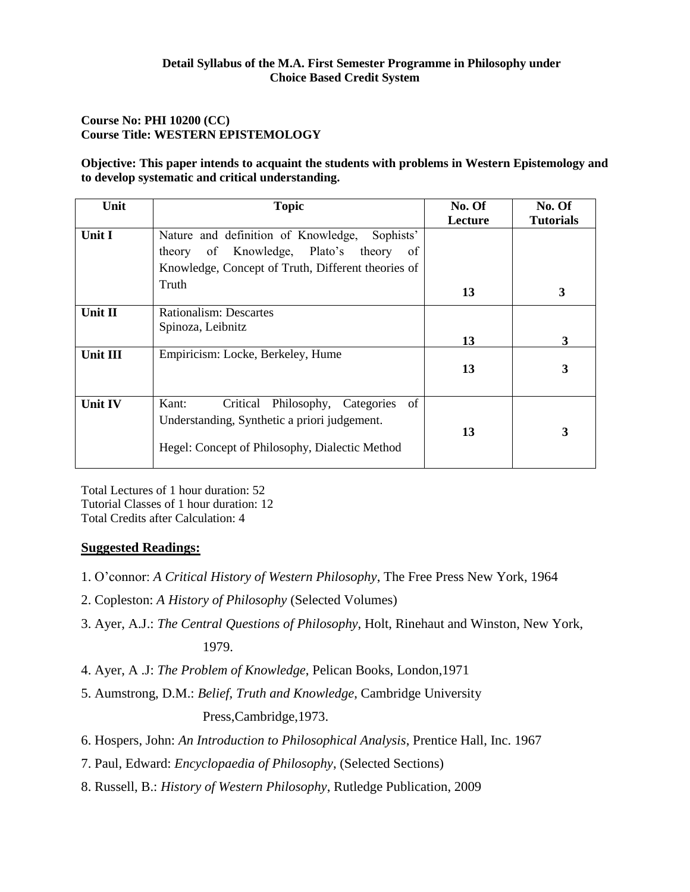**Detail Syllabus of the M.A. First Semester Programme in Philosophy under Choice Based Credit System**

**Course No: PHI 10200 (CC)**
**Course Title: WESTERN EPISTEMOLOGY**

**Objective: This paper intends to acquaint the students with problems in Western Epistemology and to develop systematic and critical understanding.**

| Unit | Topic | No. Of Lecture | No. Of Tutorials |
|---|---|---|---|
| **Unit I** | Nature and definition of Knowledge, Sophists' theory of Knowledge, Plato's theory of Knowledge, Concept of Truth, Different theories of Truth | **13** | **3** |
| **Unit II** | Rationalism: Descartes<br>Spinoza, Leibnitz | **13** | **3** |
| **Unit III** | Empiricism: Locke, Berkeley, Hume | **13** | **3** |
| **Unit IV** | Kant: Critical Philosophy, Categories of Understanding, Synthetic a priori judgement.<br><br>Hegel: Concept of Philosophy, Dialectic Method | **13** | **3** |

Total Lectures of 1 hour duration: 52
Tutorial Classes of 1 hour duration: 12
Total Credits after Calculation: 4

## Suggested Readings:

1. O'connor: *A Critical History of Western Philosophy*, The Free Press New York, 1964
2. Copleston: *A History of Philosophy* (Selected Volumes)
3. Ayer, A.J.: *The Central Questions of Philosophy*, Holt, Rinehaut and Winston, New York, 1979.
4. Ayer, A .J: *The Problem of Knowledge*, Pelican Books, London,1971
5. Aumstrong, D.M.: *Belief, Truth and Knowledge*, Cambridge University Press,Cambridge,1973.
6. Hospers, John: *An Introduction to Philosophical Analysis*, Prentice Hall, Inc. 1967
7. Paul, Edward: *Encyclopaedia of Philosophy*, (Selected Sections)
8. Russell, B.: *History of Western Philosophy*, Rutledge Publication, 2009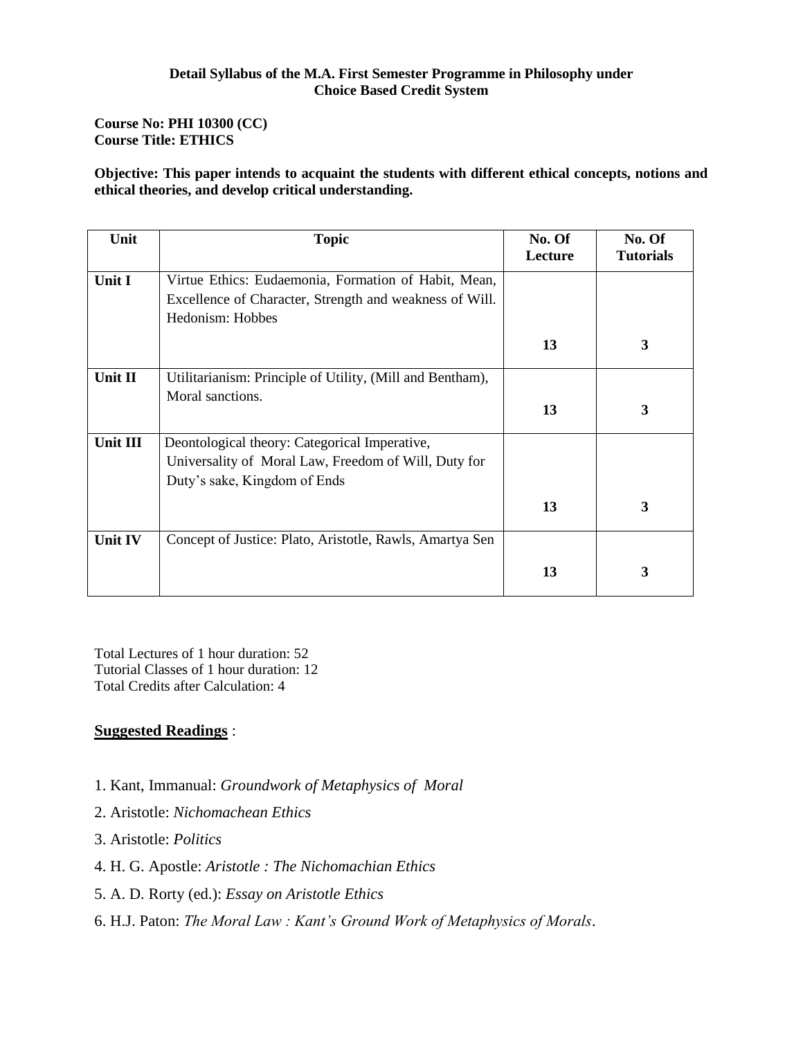**Detail Syllabus of the M.A. First Semester Programme in Philosophy under Choice Based Credit System**

**Course No: PHI 10300 (CC)**
**Course Title: ETHICS**

**Objective: This paper intends to acquaint the students with different ethical concepts, notions and ethical theories, and develop critical understanding.**

| Unit | Topic | No. Of Lecture | No. Of Tutorials |
|---|---|---|---|
| **Unit I** | Virtue Ethics: Eudaemonia, Formation of Habit, Mean, Excellence of Character, Strength and weakness of Will. Hedonism: Hobbes | **13** | **3** |
| **Unit II** | Utilitarianism: Principle of Utility, (Mill and Bentham), Moral sanctions. | **13** | **3** |
| **Unit III** | Deontological theory: Categorical Imperative, Universality of Moral Law, Freedom of Will, Duty for Duty's sake, Kingdom of Ends | **13** | **3** |
| **Unit IV** | Concept of Justice: Plato, Aristotle, Rawls, Amartya Sen | **13** | **3** |

Total Lectures of 1 hour duration: 52
Tutorial Classes of 1 hour duration: 12
Total Credits after Calculation: 4

**Suggested Readings** :

1. Kant, Immanual: *Groundwork of Metaphysics of Moral*
2. Aristotle: *Nichomachean Ethics*
3. Aristotle: *Politics*
4. H. G. Apostle: *Aristotle : The Nichomachian Ethics*
5. A. D. Rorty (ed.): *Essay on Aristotle Ethics*
6. H.J. Paton: *The Moral Law : Kant's Ground Work of Metaphysics of Morals*.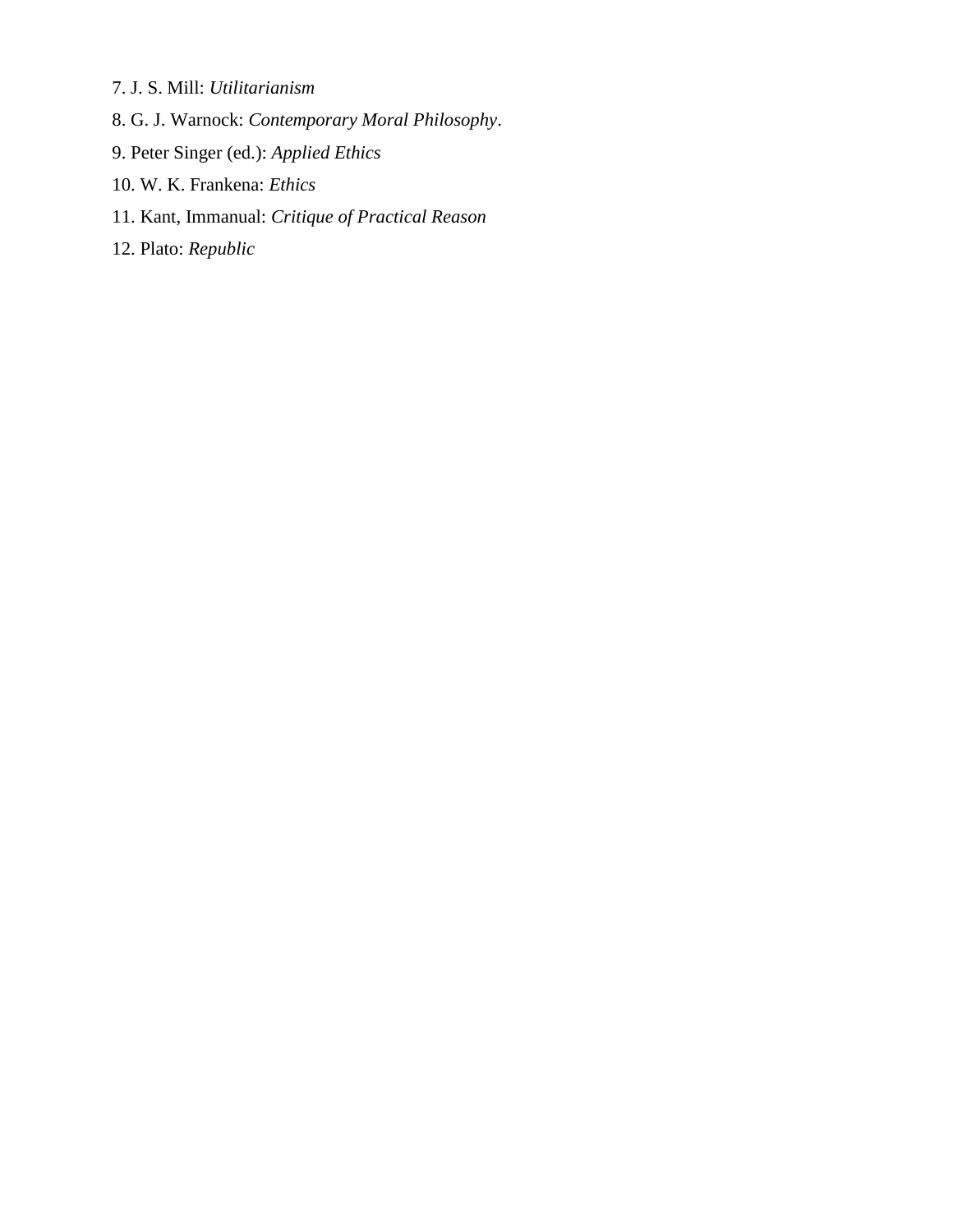7. J. S. Mill: *Utilitarianism*

8. G. J. Warnock: *Contemporary Moral Philosophy*.

9. Peter Singer (ed.): *Applied Ethics*

10. W. K. Frankena: *Ethics*

11. Kant, Immanual: *Critique of Practical Reason*

12. Plato: *Republic*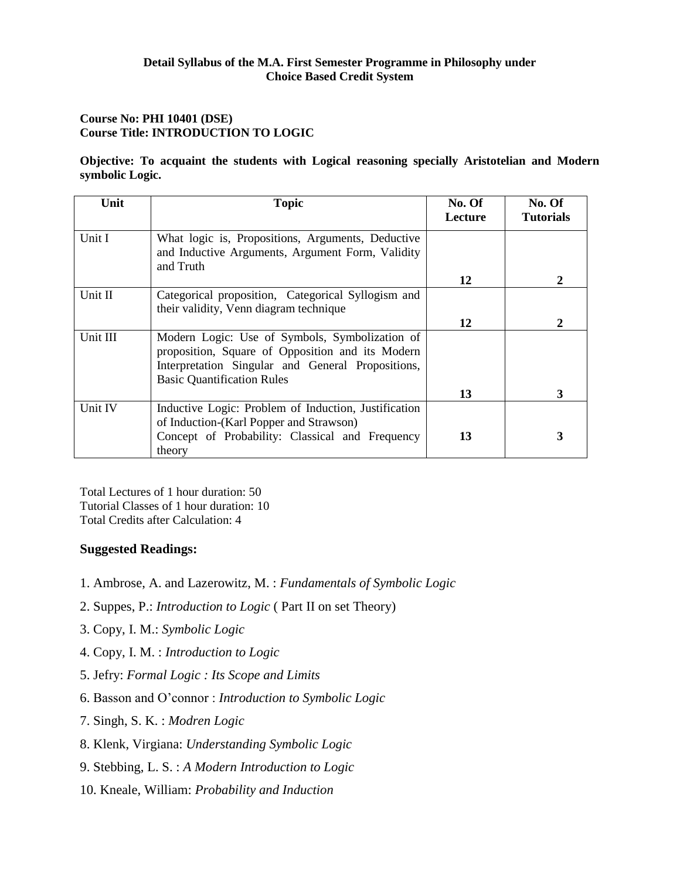**Detail Syllabus of the M.A. First Semester Programme in Philosophy under Choice Based Credit System**

**Course No: PHI 10401 (DSE)**
**Course Title: INTRODUCTION TO LOGIC**

**Objective: To acquaint the students with Logical reasoning specially Aristotelian and Modern symbolic Logic.**

| Unit | Topic | No. Of Lecture | No. Of Tutorials |
|---|---|---|---|
| Unit I | What logic is, Propositions, Arguments, Deductive and Inductive Arguments, Argument Form, Validity and Truth | **12** | **2** |
| Unit II | Categorical proposition, Categorical Syllogism and their validity, Venn diagram technique | **12** | **2** |
| Unit III | Modern Logic: Use of Symbols, Symbolization of proposition, Square of Opposition and its Modern Interpretation Singular and General Propositions, Basic Quantification Rules | **13** | **3** |
| Unit IV | Inductive Logic: Problem of Induction, Justification of Induction-(Karl Popper and Strawson) Concept of Probability: Classical and Frequency theory | **13** | **3** |

Total Lectures of 1 hour duration: 50
Tutorial Classes of 1 hour duration: 10
Total Credits after Calculation: 4

### Suggested Readings:

1. Ambrose, A. and Lazerowitz, M. : *Fundamentals of Symbolic Logic*
2. Suppes, P.: *Introduction to Logic* ( Part II on set Theory)
3. Copy, I. M.: *Symbolic Logic*
4. Copy, I. M. : *Introduction to Logic*
5. Jefry: *Formal Logic : Its Scope and Limits*
6. Basson and O'connor : *Introduction to Symbolic Logic*
7. Singh, S. K. : *Modren Logic*
8. Klenk, Virgiana: *Understanding Symbolic Logic*
9. Stebbing, L. S. : *A Modern Introduction to Logic*
10. Kneale, William: *Probability and Induction*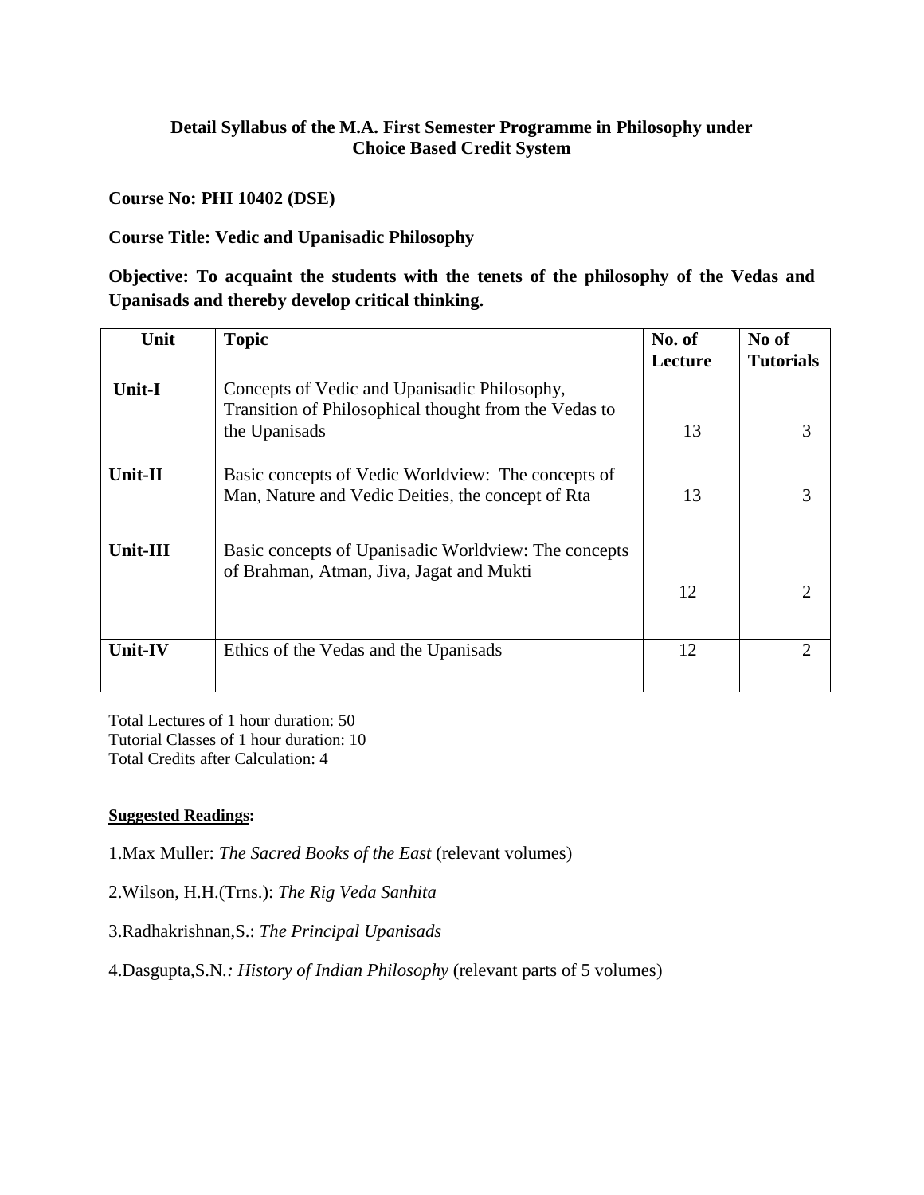## Detail Syllabus of the M.A. First Semester Programme in Philosophy under Choice Based Credit System

**Course No: PHI 10402 (DSE)**

**Course Title: Vedic and Upanisadic Philosophy**

**Objective: To acquaint the students with the tenets of the philosophy of the Vedas and Upanisads and thereby develop critical thinking.**

| Unit | Topic | No. of Lecture | No of Tutorials |
|---|---|---|---|
| Unit-I | Concepts of Vedic and Upanisadic Philosophy, Transition of Philosophical thought from the Vedas to the Upanisads | 13 | 3 |
| Unit-II | Basic concepts of Vedic Worldview: The concepts of Man, Nature and Vedic Deities, the concept of Rta | 13 | 3 |
| Unit-III | Basic concepts of Upanisadic Worldview: The concepts of Brahman, Atman, Jiva, Jagat and Mukti | 12 | 2 |
| Unit-IV | Ethics of the Vedas and the Upanisads | 12 | 2 |

Total Lectures of 1 hour duration: 50
Tutorial Classes of 1 hour duration: 10
Total Credits after Calculation: 4

**Suggested Readings:**

1.Max Muller: *The Sacred Books of the East* (relevant volumes)

2.Wilson, H.H.(Trns.): *The Rig Veda Sanhita*

3.Radhakrishnan,S.: *The Principal Upanisads*

4.Dasgupta,S.N.: *History of Indian Philosophy* (relevant parts of 5 volumes)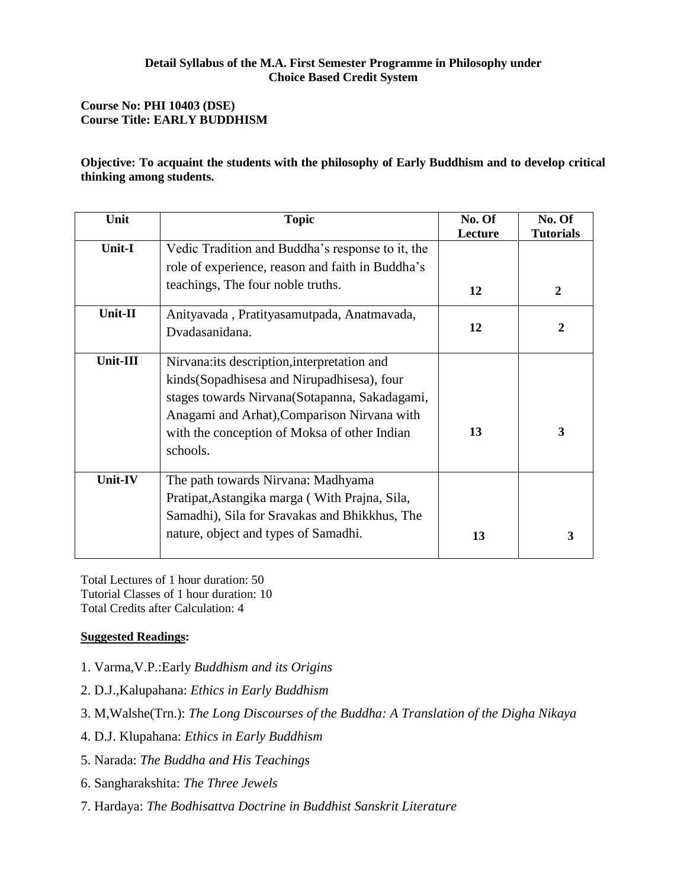**Detail Syllabus of the M.A. First Semester Programme in Philosophy under Choice Based Credit System**

**Course No: PHI 10403 (DSE)**
**Course Title: EARLY BUDDHISM**

**Objective: To acquaint the students with the philosophy of Early Buddhism and to develop critical thinking among students.**

| Unit | Topic | No. Of Lecture | No. Of Tutorials |
|---|---|---|---|
| **Unit-I** | Vedic Tradition and Buddha's response to it, the role of experience, reason and faith in Buddha's teachings, The four noble truths. | **12** | **2** |
| **Unit-II** | Anityavada , Pratityasamutpada, Anatmavada, Dvadasanidana. | **12** | **2** |
| **Unit-III** | Nirvana:its description,interpretation and kinds(Sopadhisesa and Nirupadhisesa), four stages towards Nirvana(Sotapanna, Sakadagami, Anagami and Arhat),Comparison Nirvana with with the conception of Moksa of other Indian schools. | **13** | **3** |
| **Unit-IV** | The path towards Nirvana: Madhyama Pratipat,Astangika marga ( With Prajna, Sila, Samadhi), Sila for Sravakas and Bhikkhus, The nature, object and types of Samadhi. | **13** | **3** |

Total Lectures of 1 hour duration: 50
Tutorial Classes of 1 hour duration: 10
Total Credits after Calculation: 4

**Suggested Readings:**

1. Varma,V.P.:Early *Buddhism and its Origins*
2. D.J.,Kalupahana: *Ethics in Early Buddhism*
3. M,Walshe(Trn.): *The Long Discourses of the Buddha: A Translation of the Digha Nikaya*
4. D.J. Klupahana: *Ethics in Early Buddhism*
5. Narada: *The Buddha and His Teachings*
6. Sangharakshita: *The Three Jewels*
7. Hardaya: *The Bodhisattva Doctrine in Buddhist Sanskrit Literature*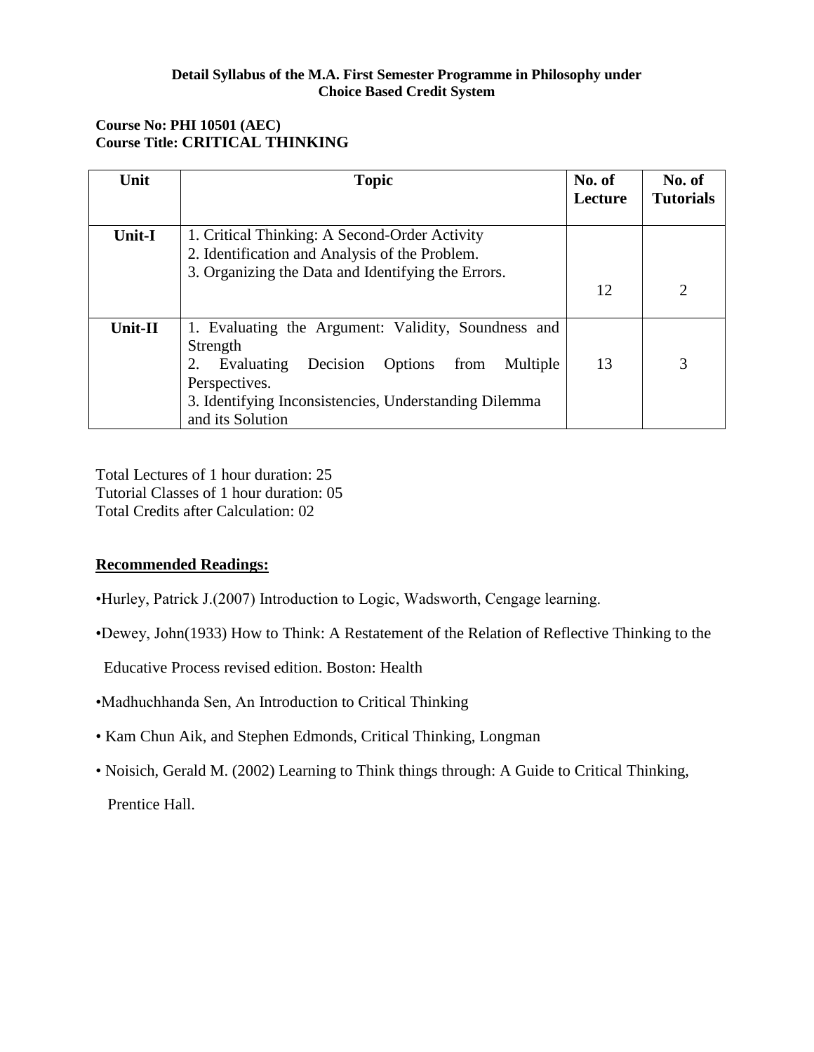**Detail Syllabus of the M.A. First Semester Programme in Philosophy under Choice Based Credit System**

**Course No: PHI 10501 (AEC)**
**Course Title: CRITICAL THINKING**

| Unit | Topic | No. of Lecture | No. of Tutorials |
|---|---|---|---|
| **Unit-I** | 1. Critical Thinking: A Second-Order Activity<br>2. Identification and Analysis of the Problem.<br>3. Organizing the Data and Identifying the Errors. | 12 | 2 |
| **Unit-II** | 1. Evaluating the Argument: Validity, Soundness and Strength<br>2. Evaluating Decision Options from Multiple Perspectives.<br>3. Identifying Inconsistencies, Understanding Dilemma and its Solution | 13 | 3 |

Total Lectures of 1 hour duration: 25
Tutorial Classes of 1 hour duration: 05
Total Credits after Calculation: 02

**Recommended Readings:**

- Hurley, Patrick J.(2007) Introduction to Logic, Wadsworth, Cengage learning.
- Dewey, John(1933) How to Think: A Restatement of the Relation of Reflective Thinking to the Educative Process revised edition. Boston: Health
- Madhuchhanda Sen, An Introduction to Critical Thinking
- Kam Chun Aik, and Stephen Edmonds, Critical Thinking, Longman
- Noisich, Gerald M. (2002) Learning to Think things through: A Guide to Critical Thinking, Prentice Hall.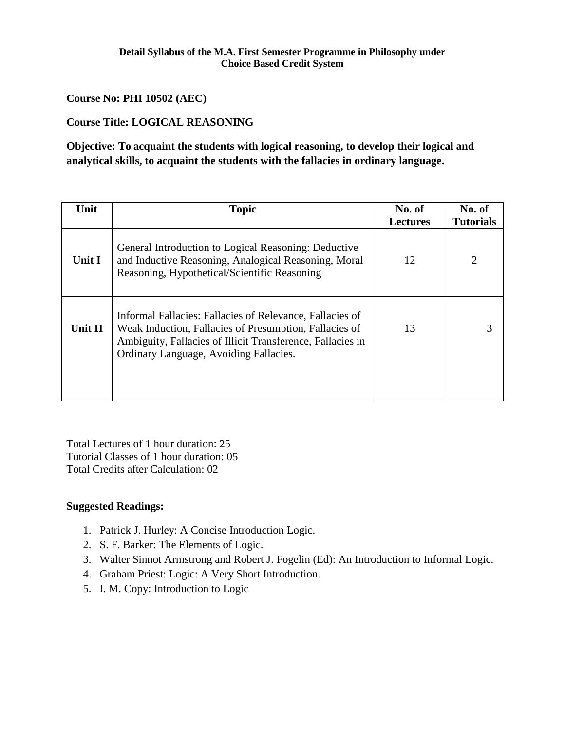**Detail Syllabus of the M.A. First Semester Programme in Philosophy under Choice Based Credit System**

**Course No: PHI 10502 (AEC)**

**Course Title: LOGICAL REASONING**

**Objective: To acquaint the students with logical reasoning, to develop their logical and analytical skills, to acquaint the students with the fallacies in ordinary language.**

| Unit | Topic | No. of Lectures | No. of Tutorials |
|---|---|---|---|
| **Unit I** | General Introduction to Logical Reasoning: Deductive and Inductive Reasoning, Analogical Reasoning, Moral Reasoning, Hypothetical/Scientific Reasoning | 12 | 2 |
| **Unit II** | Informal Fallacies: Fallacies of Relevance, Fallacies of Weak Induction, Fallacies of Presumption, Fallacies of Ambiguity, Fallacies of Illicit Transference, Fallacies in Ordinary Language, Avoiding Fallacies. | 13 | 3 |

Total Lectures of 1 hour duration: 25
Tutorial Classes of 1 hour duration: 05
Total Credits after Calculation: 02

**Suggested Readings:**

1. Patrick J. Hurley: A Concise Introduction Logic.
2. S. F. Barker: The Elements of Logic.
3. Walter Sinnot Armstrong and Robert J. Fogelin (Ed): An Introduction to Informal Logic.
4. Graham Priest: Logic: A Very Short Introduction.
5. I. M. Copy: Introduction to Logic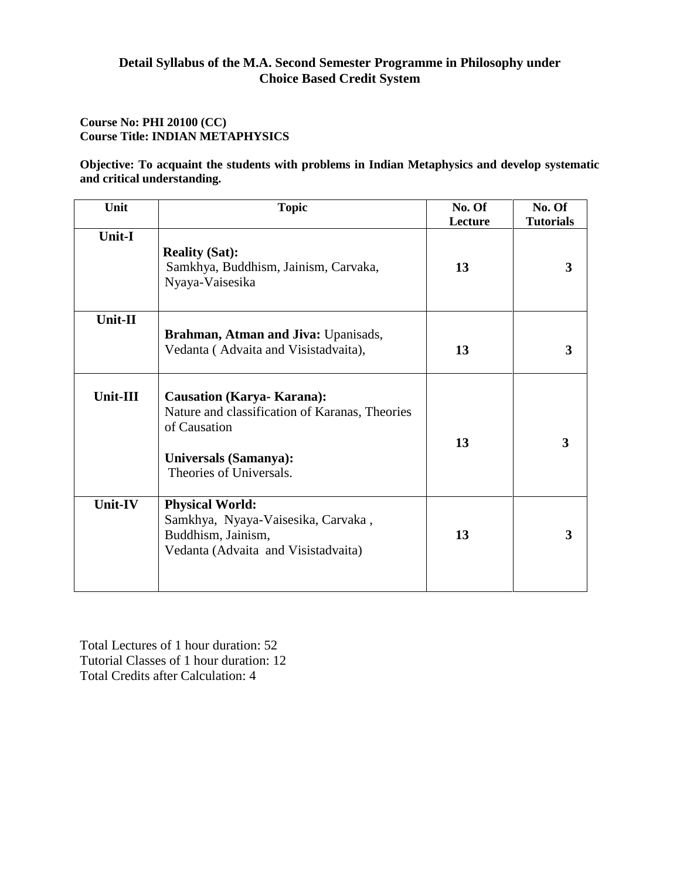## Detail Syllabus of the M.A. Second Semester Programme in Philosophy under Choice Based Credit System

**Course No: PHI 20100 (CC)**
**Course Title: INDIAN METAPHYSICS**

**Objective: To acquaint the students with problems in Indian Metaphysics and develop systematic and critical understanding.**

| Unit | Topic | No. Of Lecture | No. Of Tutorials |
|---|---|---|---|
| **Unit-I** | **Reality (Sat):** Samkhya, Buddhism, Jainism, Carvaka, Nyaya-Vaisesika | **13** | **3** |
| **Unit-II** | **Brahman, Atman and Jiva:** Upanisads, Vedanta ( Advaita and Visistadvaita), | **13** | **3** |
| **Unit-III** | **Causation (Karya- Karana):** Nature and classification of Karanas, Theories of Causation<br>**Universals (Samanya):** Theories of Universals. | **13** | **3** |
| **Unit-IV** | **Physical World:** Samkhya, Nyaya-Vaisesika, Carvaka , Buddhism, Jainism, Vedanta (Advaita and Visistadvaita) | **13** | **3** |

Total Lectures of 1 hour duration: 52
Tutorial Classes of 1 hour duration: 12
Total Credits after Calculation: 4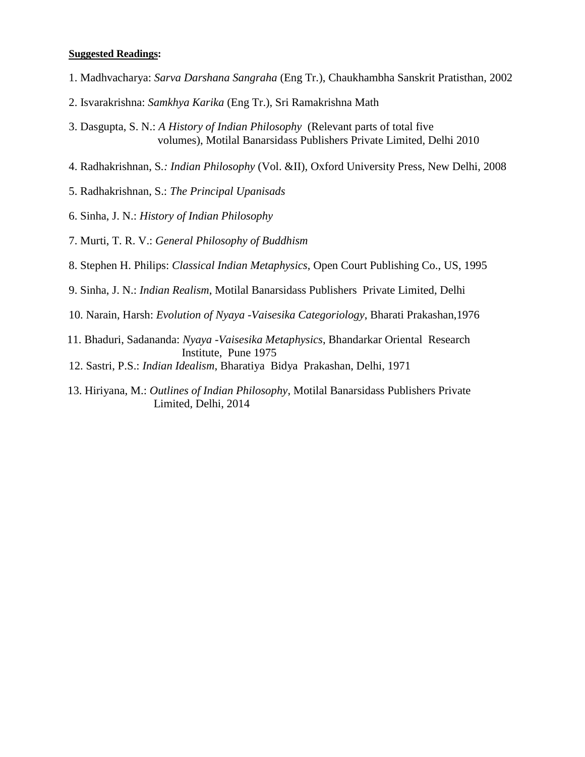**<u>Suggested Readings</u>:**

1. Madhvacharya: *Sarva Darshana Sangraha* (Eng Tr.), Chaukhambha Sanskrit Pratisthan, 2002
2. Isvarakrishna: *Samkhya Karika* (Eng Tr.), Sri Ramakrishna Math
3. Dasgupta, S. N.: *A History of Indian Philosophy* (Relevant parts of total five volumes), Motilal Banarsidass Publishers Private Limited, Delhi 2010
4. Radhakrishnan, S.*: Indian Philosophy* (Vol. &II), Oxford University Press, New Delhi, 2008
5. Radhakrishnan, S.: *The Principal Upanisads*
6. Sinha, J. N.: *History of Indian Philosophy*
7. Murti, T. R. V.: *General Philosophy of Buddhism*
8. Stephen H. Philips: *Classical Indian Metaphysics*, Open Court Publishing Co., US, 1995
9. Sinha, J. N.: *Indian Realism*, Motilal Banarsidass Publishers Private Limited, Delhi
10. Narain, Harsh: *Evolution of Nyaya -Vaisesika Categoriology*, Bharati Prakashan,1976
11. Bhaduri, Sadananda: *Nyaya -Vaisesika Metaphysics*, Bhandarkar Oriental Research Institute, Pune 1975
12. Sastri, P.S.: *Indian Idealism*, Bharatiya Bidya Prakashan, Delhi, 1971
13. Hiriyana, M.: *Outlines of Indian Philosophy*, Motilal Banarsidass Publishers Private Limited, Delhi, 2014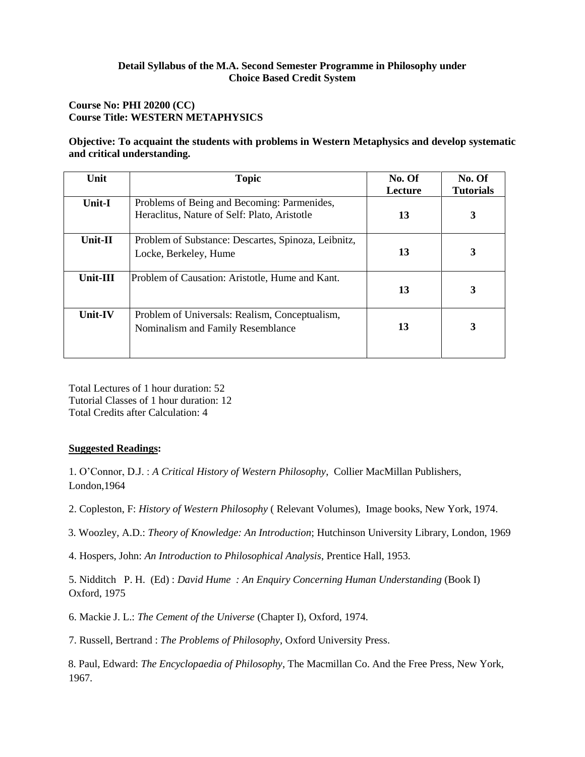**Detail Syllabus of the M.A. Second Semester Programme in Philosophy under Choice Based Credit System**

**Course No: PHI 20200 (CC)**
**Course Title: WESTERN METAPHYSICS**

**Objective: To acquaint the students with problems in Western Metaphysics and develop systematic and critical understanding.**

| Unit | Topic | No. Of Lecture | No. Of Tutorials |
|---|---|---|---|
| **Unit-I** | Problems of Being and Becoming: Parmenides, Heraclitus, Nature of Self: Plato, Aristotle | **13** | **3** |
| **Unit-II** | Problem of Substance: Descartes, Spinoza, Leibnitz, Locke, Berkeley, Hume | **13** | **3** |
| **Unit-III** | Problem of Causation: Aristotle, Hume and Kant. | **13** | **3** |
| **Unit-IV** | Problem of Universals: Realism, Conceptualism, Nominalism and Family Resemblance | **13** | **3** |

Total Lectures of 1 hour duration: 52
Tutorial Classes of 1 hour duration: 12
Total Credits after Calculation: 4

**<u>Suggested Readings</u>:**

1. O'Connor, D.J. : *A Critical History of Western Philosophy*, Collier MacMillan Publishers, London,1964

2. Copleston, F: *History of Western Philosophy* ( Relevant Volumes), Image books, New York, 1974.

3. Woozley, A.D.: *Theory of Knowledge: An Introduction*; Hutchinson University Library, London, 1969

4. Hospers, John: *An Introduction to Philosophical Analysis*, Prentice Hall, 1953.

5. Nidditch P. H. (Ed) : *David Hume : An Enquiry Concerning Human Understanding* (Book I) Oxford, 1975

6. Mackie J. L.: *The Cement of the Universe* (Chapter I), Oxford, 1974.

7. Russell, Bertrand : *The Problems of Philosophy*, Oxford University Press.

8. Paul, Edward: *The Encyclopaedia of Philosophy*, The Macmillan Co. And the Free Press, New York, 1967.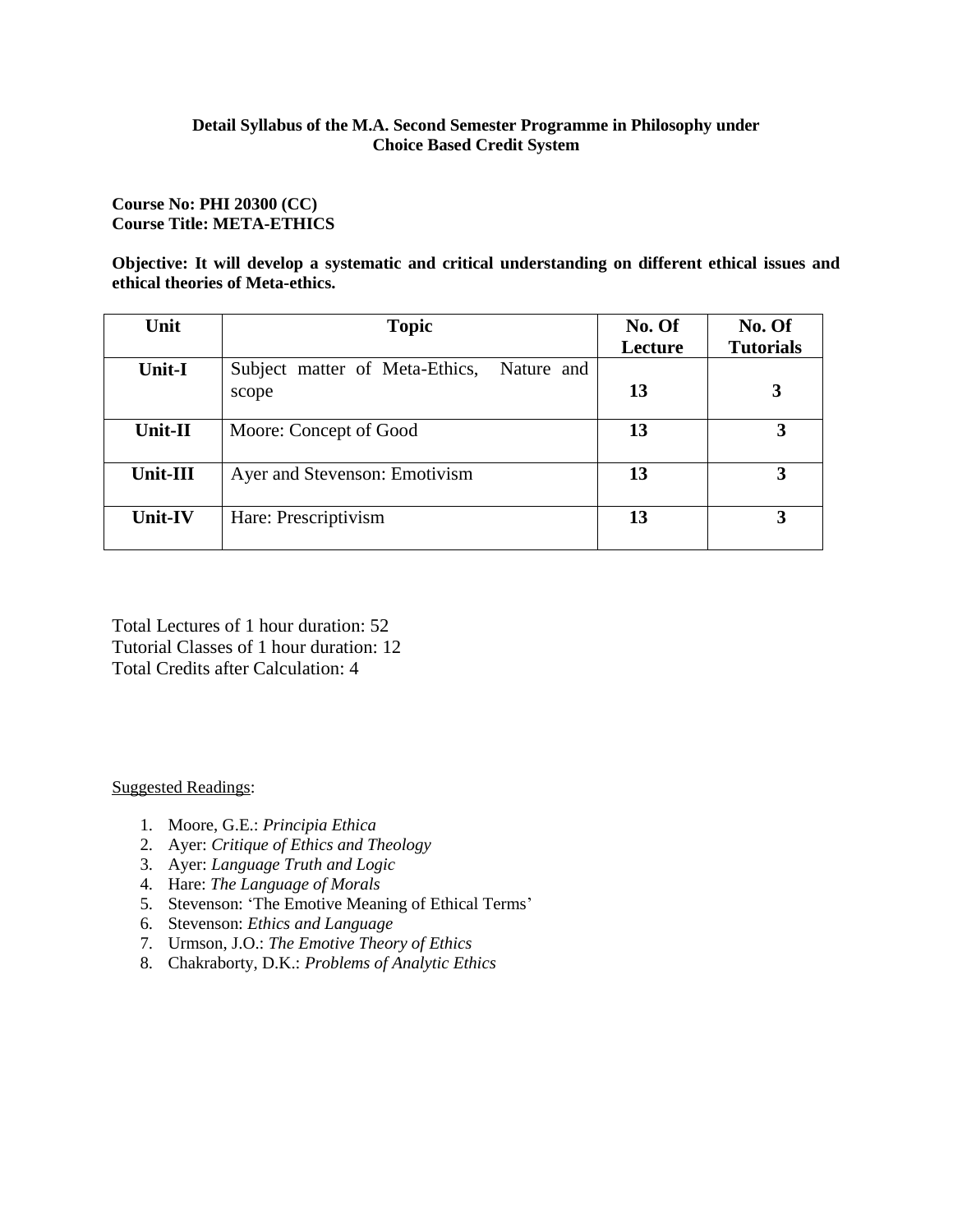**Detail Syllabus of the M.A. Second Semester Programme in Philosophy under Choice Based Credit System**

**Course No: PHI 20300 (CC)**
**Course Title: META-ETHICS**

**Objective: It will develop a systematic and critical understanding on different ethical issues and ethical theories of Meta-ethics.**

| Unit | Topic | No. Of Lecture | No. Of Tutorials |
|---|---|---|---|
| **Unit-I** | Subject matter of Meta-Ethics, Nature and scope | **13** | **3** |
| **Unit-II** | Moore: Concept of Good | **13** | **3** |
| **Unit-III** | Ayer and Stevenson: Emotivism | **13** | **3** |
| **Unit-IV** | Hare: Prescriptivism | **13** | **3** |

Total Lectures of 1 hour duration: 52
Tutorial Classes of 1 hour duration: 12
Total Credits after Calculation: 4

Suggested Readings:

1. Moore, G.E.: *Principia Ethica*
2. Ayer: *Critique of Ethics and Theology*
3. Ayer: *Language Truth and Logic*
4. Hare: *The Language of Morals*
5. Stevenson: 'The Emotive Meaning of Ethical Terms'
6. Stevenson: *Ethics and Language*
7. Urmson, J.O.: *The Emotive Theory of Ethics*
8. Chakraborty, D.K.: *Problems of Analytic Ethics*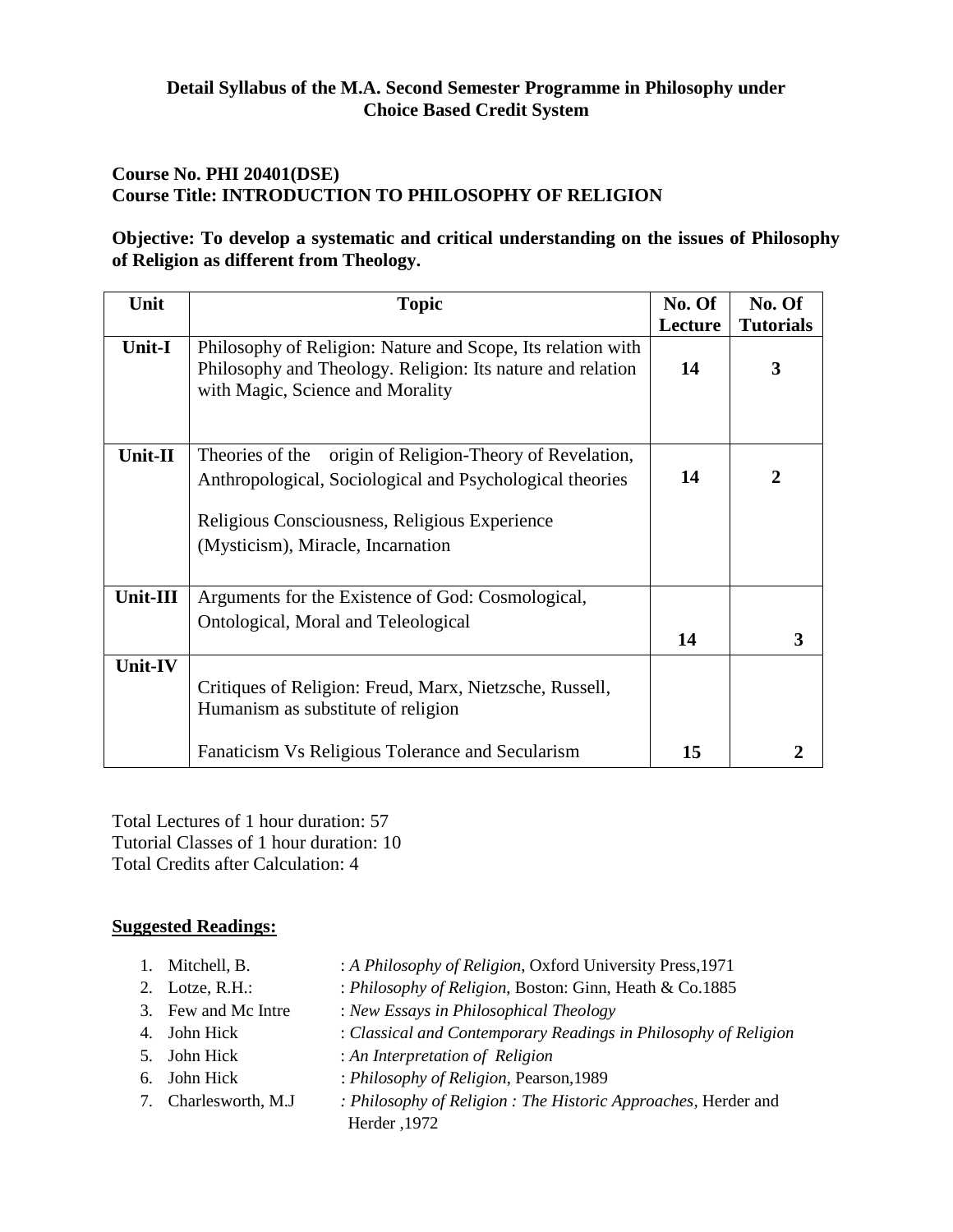**Detail Syllabus of the M.A. Second Semester Programme in Philosophy under Choice Based Credit System**

**Course No. PHI 20401(DSE)**
**Course Title: INTRODUCTION TO PHILOSOPHY OF RELIGION**

**Objective: To develop a systematic and critical understanding on the issues of Philosophy of Religion as different from Theology.**

| Unit | Topic | No. Of Lecture | No. Of Tutorials |
|---|---|---|---|
| **Unit-I** | Philosophy of Religion: Nature and Scope, Its relation with Philosophy and Theology. Religion: Its nature and relation with Magic, Science and Morality | **14** | **3** |
| **Unit-II** | Theories of the origin of Religion-Theory of Revelation, Anthropological, Sociological and Psychological theories<br><br>Religious Consciousness, Religious Experience (Mysticism), Miracle, Incarnation | **14** | **2** |
| **Unit-III** | Arguments for the Existence of God: Cosmological, Ontological, Moral and Teleological | **14** | **3** |
| **Unit-IV** | Critiques of Religion: Freud, Marx, Nietzsche, Russell, Humanism as substitute of religion<br><br>Fanaticism Vs Religious Tolerance and Secularism | **15** | **2** |

Total Lectures of 1 hour duration: 57
Tutorial Classes of 1 hour duration: 10
Total Credits after Calculation: 4

**Suggested Readings:**

1. Mitchell, B. : *A Philosophy of Religion*, Oxford University Press,1971
2. Lotze, R.H.: : *Philosophy of Religion*, Boston: Ginn, Heath & Co.1885
3. Few and Mc Intre : *New Essays in Philosophical Theology*
4. John Hick : *Classical and Contemporary Readings in Philosophy of Religion*
5. John Hick : *An Interpretation of Religion*
6. John Hick : *Philosophy of Religion*, Pearson,1989
7. Charlesworth, M.J : *Philosophy of Religion : The Historic Approaches*, Herder and Herder ,1972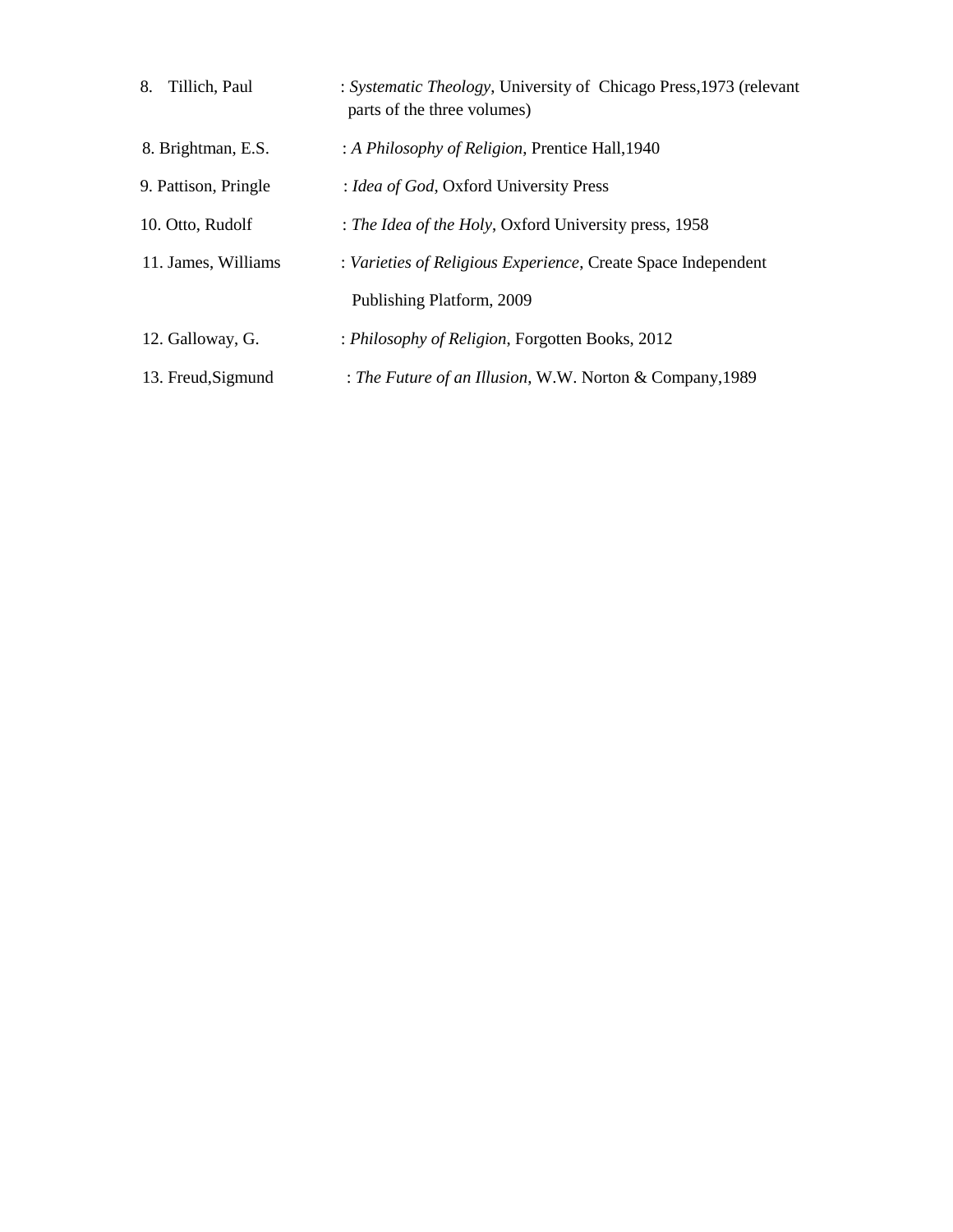8. Tillich, Paul : *Systematic Theology*, University of Chicago Press,1973 (relevant parts of the three volumes)

8. Brightman, E.S. : *A Philosophy of Religion*, Prentice Hall,1940

9. Pattison, Pringle : *Idea of God*, Oxford University Press

10. Otto, Rudolf : *The Idea of the Holy*, Oxford University press, 1958

11. James, Williams : *Varieties of Religious Experience*, Create Space Independent Publishing Platform, 2009

12. Galloway, G. : *Philosophy of Religion*, Forgotten Books, 2012

13. Freud,Sigmund : *The Future of an Illusion*, W.W. Norton & Company,1989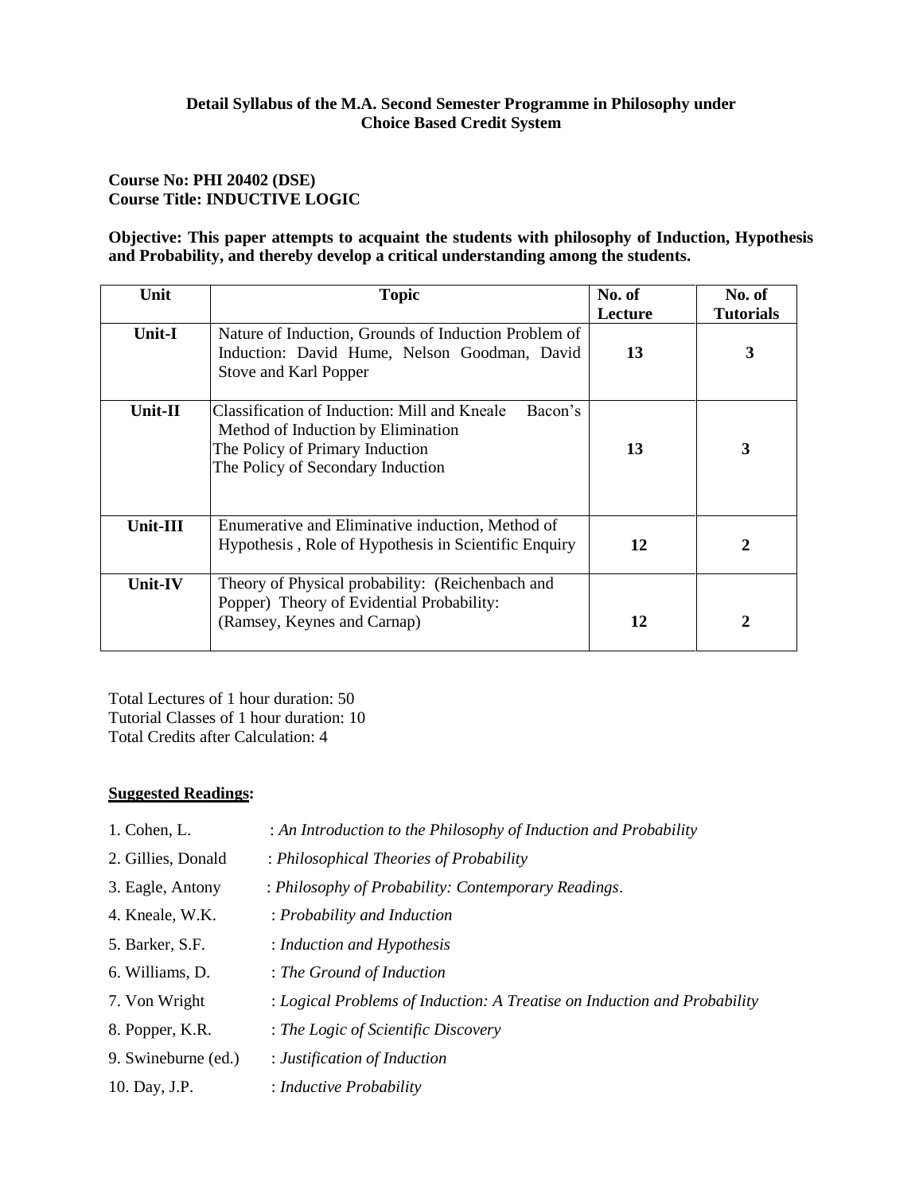**Detail Syllabus of the M.A. Second Semester Programme in Philosophy under Choice Based Credit System**

**Course No: PHI 20402 (DSE)**
**Course Title: INDUCTIVE LOGIC**

**Objective: This paper attempts to acquaint the students with philosophy of Induction, Hypothesis and Probability, and thereby develop a critical understanding among the students.**

| Unit | Topic | No. of Lecture | No. of Tutorials |
|---|---|---|---|
| **Unit-I** | Nature of Induction, Grounds of Induction Problem of Induction: David Hume, Nelson Goodman, David Stove and Karl Popper | **13** | **3** |
| **Unit-II** | Classification of Induction: Mill and Kneale Bacon's Method of Induction by Elimination<br>The Policy of Primary Induction<br>The Policy of Secondary Induction | **13** | **3** |
| **Unit-III** | Enumerative and Eliminative induction, Method of Hypothesis , Role of Hypothesis in Scientific Enquiry | **12** | **2** |
| **Unit-IV** | Theory of Physical probability: (Reichenbach and Popper) Theory of Evidential Probability: (Ramsey, Keynes and Carnap) | **12** | **2** |

Total Lectures of 1 hour duration: 50
Tutorial Classes of 1 hour duration: 10
Total Credits after Calculation: 4

**Suggested Readings:**

1. Cohen, L. : *An Introduction to the Philosophy of Induction and Probability*
2. Gillies, Donald : *Philosophical Theories of Probability*
3. Eagle, Antony : *Philosophy of Probability: Contemporary Readings*.
4. Kneale, W.K. : *Probability and Induction*
5. Barker, S.F. : *Induction and Hypothesis*
6. Williams, D. : *The Ground of Induction*
7. Von Wright : *Logical Problems of Induction: A Treatise on Induction and Probability*
8. Popper, K.R. : *The Logic of Scientific Discovery*
9. Swineburne (ed.) : *Justification of Induction*
10. Day, J.P. : *Inductive Probability*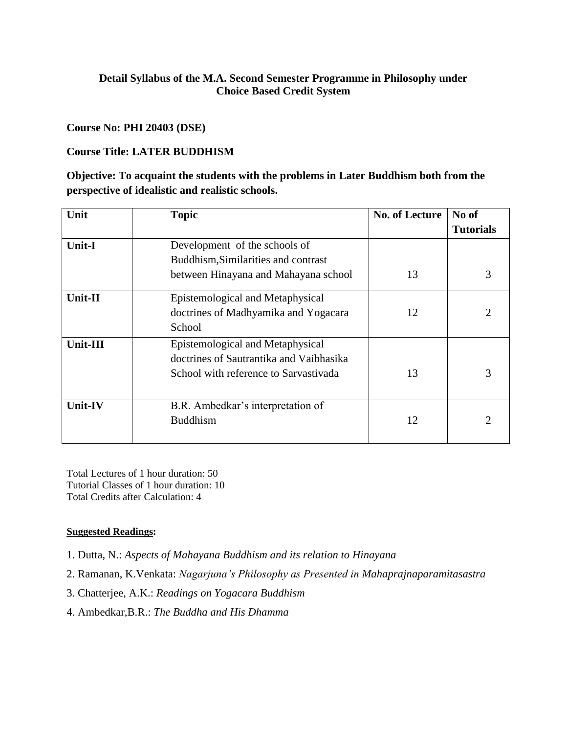**Detail Syllabus of the M.A. Second Semester Programme in Philosophy under Choice Based Credit System**

**Course No: PHI 20403 (DSE)**

**Course Title: LATER BUDDHISM**

**Objective: To acquaint the students with the problems in Later Buddhism both from the perspective of idealistic and realistic schools.**

| Unit | Topic | No. of Lecture | No of Tutorials |
|---|---|---|---|
| **Unit-I** | Development of the schools of Buddhism,Similarities and contrast between Hinayana and Mahayana school | 13 | 3 |
| **Unit-II** | Epistemological and Metaphysical doctrines of Madhyamika and Yogacara School | 12 | 2 |
| **Unit-III** | Epistemological and Metaphysical doctrines of Sautrantika and Vaibhasika School with reference to Sarvastivada | 13 | 3 |
| **Unit-IV** | B.R. Ambedkar's interpretation of Buddhism | 12 | 2 |

Total Lectures of 1 hour duration: 50
Tutorial Classes of 1 hour duration: 10
Total Credits after Calculation: 4

**Suggested Readings:**

1. Dutta, N.: *Aspects of Mahayana Buddhism and its relation to Hinayana*
2. Ramanan, K.Venkata: *Nagarjuna's Philosophy as Presented in Mahaprajnaparamitasastra*
3. Chatterjee, A.K.: *Readings on Yogacara Buddhism*
4. Ambedkar,B.R.: *The Buddha and His Dhamma*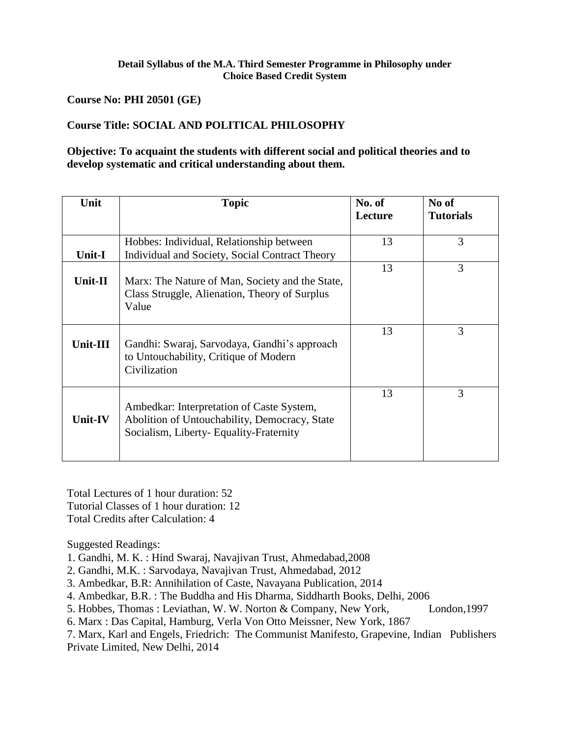**Detail Syllabus of the M.A. Third Semester Programme in Philosophy under Choice Based Credit System**

**Course No: PHI 20501 (GE)**

**Course Title: SOCIAL AND POLITICAL PHILOSOPHY**

**Objective: To acquaint the students with different social and political theories and to develop systematic and critical understanding about them.**

| Unit | Topic | No. of Lecture | No of Tutorials |
|---|---|---|---|
| Unit-I | Hobbes: Individual, Relationship between Individual and Society, Social Contract Theory | 13 | 3 |
| Unit-II | Marx: The Nature of Man, Society and the State, Class Struggle, Alienation, Theory of Surplus Value | 13 | 3 |
| Unit-III | Gandhi: Swaraj, Sarvodaya, Gandhi's approach to Untouchability, Critique of Modern Civilization | 13 | 3 |
| Unit-IV | Ambedkar: Interpretation of Caste System, Abolition of Untouchability, Democracy, State Socialism, Liberty- Equality-Fraternity | 13 | 3 |

Total Lectures of 1 hour duration: 52
Tutorial Classes of 1 hour duration: 12
Total Credits after Calculation: 4

Suggested Readings:

1. Gandhi, M. K. : Hind Swaraj, Navajivan Trust, Ahmedabad,2008
2. Gandhi, M.K. : Sarvodaya, Navajivan Trust, Ahmedabad, 2012
3. Ambedkar, B.R: Annihilation of Caste, Navayana Publication, 2014
4. Ambedkar, B.R. : The Buddha and His Dharma, Siddharth Books, Delhi, 2006
5. Hobbes, Thomas : Leviathan, W. W. Norton & Company, New York, London,1997
6. Marx : Das Capital, Hamburg, Verla Von Otto Meissner, New York, 1867
7. Marx, Karl and Engels, Friedrich: The Communist Manifesto, Grapevine, Indian Publishers Private Limited, New Delhi, 2014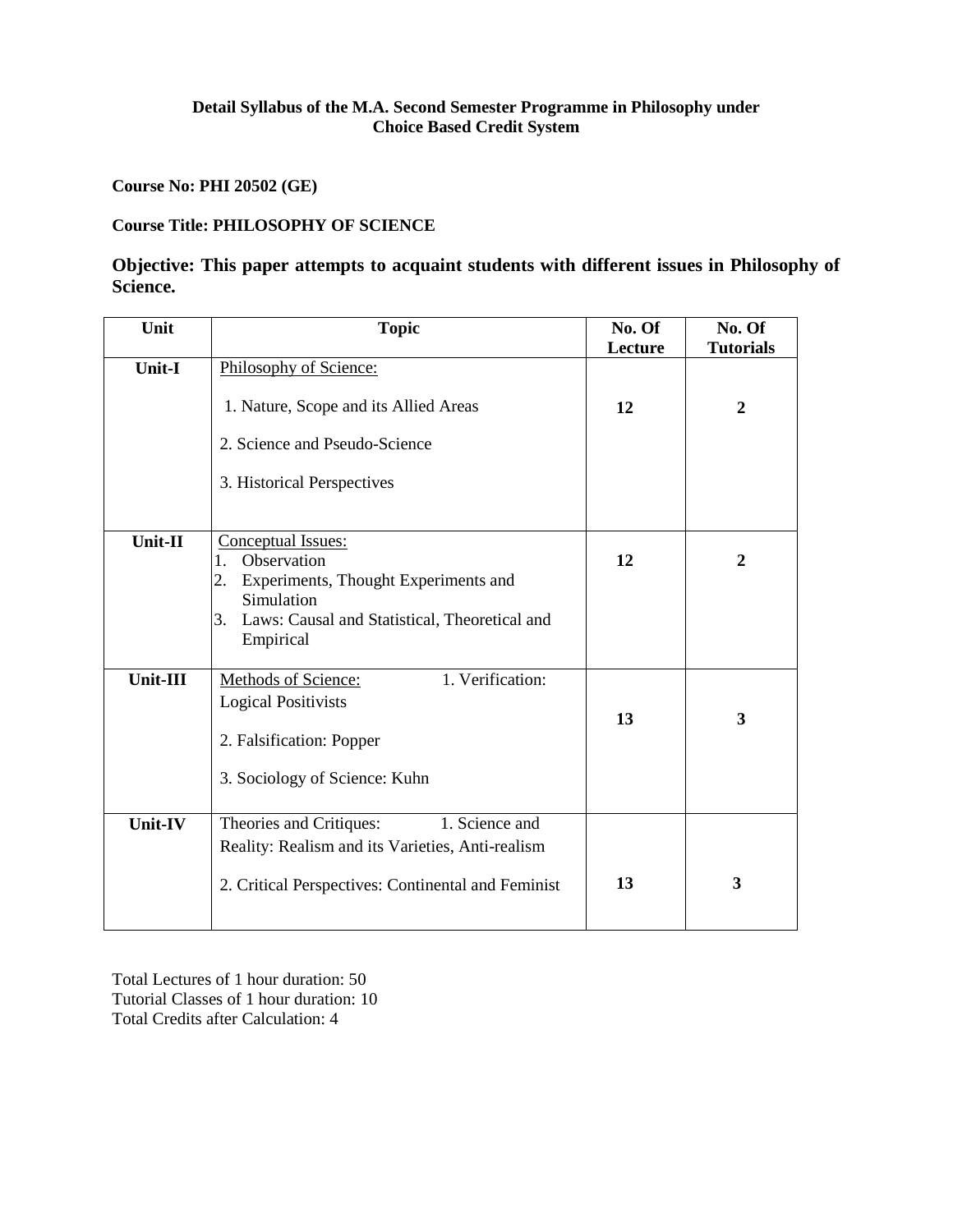**Detail Syllabus of the M.A. Second Semester Programme in Philosophy under Choice Based Credit System**

**Course No: PHI 20502 (GE)**

**Course Title: PHILOSOPHY OF SCIENCE**

**Objective: This paper attempts to acquaint students with different issues in Philosophy of Science.**

| Unit | Topic | No. Of Lecture | No. Of Tutorials |
|---|---|---|---|
| **Unit-I** | Philosophy of Science:<br>1. Nature, Scope and its Allied Areas<br>2. Science and Pseudo-Science<br>3. Historical Perspectives | **12** | **2** |
| **Unit-II** | Conceptual Issues:<br>1. Observation<br>2. Experiments, Thought Experiments and Simulation<br>3. Laws: Causal and Statistical, Theoretical and Empirical | **12** | **2** |
| **Unit-III** | Methods of Science: 1. Verification: Logical Positivists<br>2. Falsification: Popper<br>3. Sociology of Science: Kuhn | **13** | **3** |
| **Unit-IV** | Theories and Critiques: 1. Science and Reality: Realism and its Varieties, Anti-realism<br>2. Critical Perspectives: Continental and Feminist | **13** | **3** |

Total Lectures of 1 hour duration: 50
Tutorial Classes of 1 hour duration: 10
Total Credits after Calculation: 4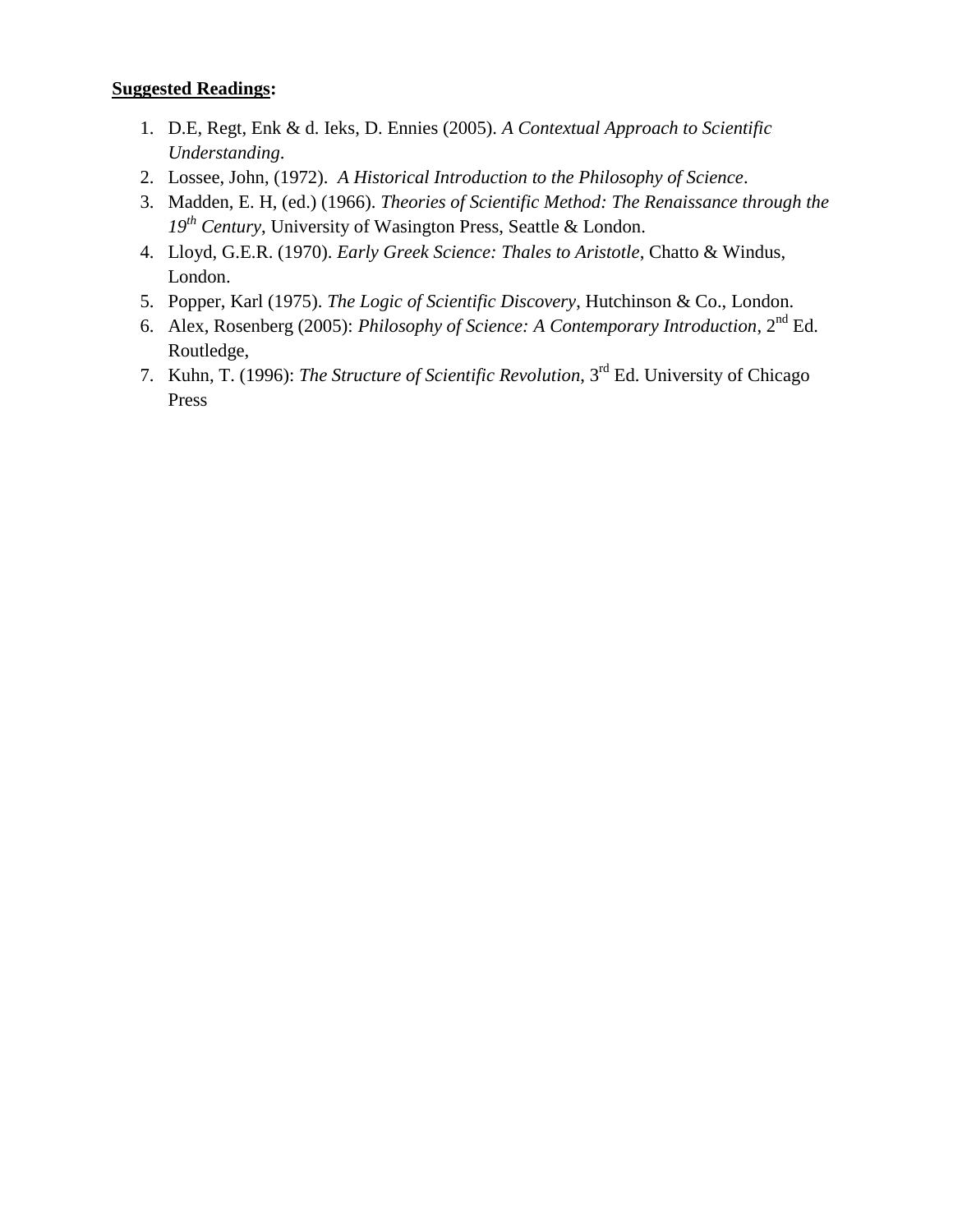**<u>Suggested Readings</u>:**

1. D.E, Regt, Enk & d. Ieks, D. Ennies (2005). *A Contextual Approach to Scientific Understanding*.
2. Lossee, John, (1972). *A Historical Introduction to the Philosophy of Science*.
3. Madden, E. H, (ed.) (1966). *Theories of Scientific Method: The Renaissance through the 19th Century*, University of Wasington Press, Seattle & London.
4. Lloyd, G.E.R. (1970). *Early Greek Science: Thales to Aristotle*, Chatto & Windus, London.
5. Popper, Karl (1975). *The Logic of Scientific Discovery*, Hutchinson & Co., London.
6. Alex, Rosenberg (2005): *Philosophy of Science: A Contemporary Introduction*, 2nd Ed. Routledge,
7. Kuhn, T. (1996): *The Structure of Scientific Revolution*, 3rd Ed. University of Chicago Press